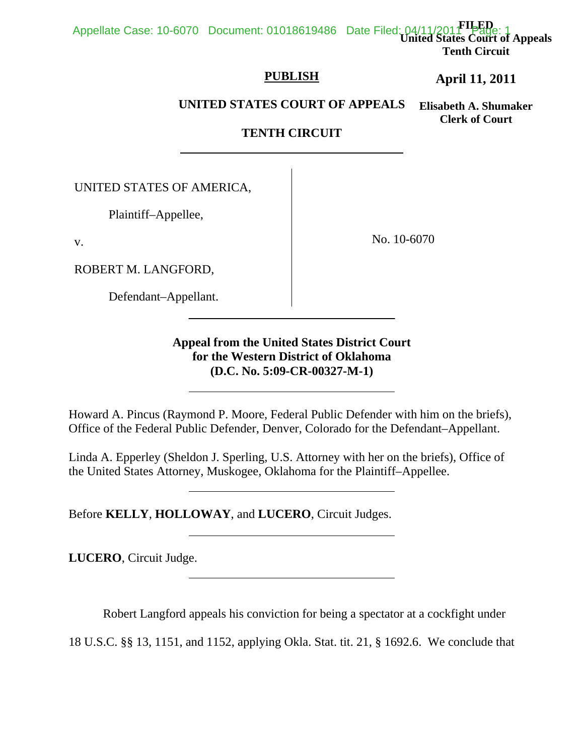FILED
United States Court of Appeals
Tenth Circuit

**April 11, 2011**

**Elisabeth A. Shumaker**
**Clerk of Court**

**PUBLISH**

**UNITED STATES COURT OF APPEALS**

**TENTH CIRCUIT**

---

UNITED STATES OF AMERICA,

Plaintiff–Appellee,

v.

ROBERT M. LANGFORD,

Defendant–Appellant.

No. 10-6070

---

**Appeal from the United States District Court for the Western District of Oklahoma (D.C. No. 5:09-CR-00327-M-1)**

---

Howard A. Pincus (Raymond P. Moore, Federal Public Defender with him on the briefs), Office of the Federal Public Defender, Denver, Colorado for the Defendant–Appellant.

Linda A. Epperley (Sheldon J. Sperling, U.S. Attorney with her on the briefs), Office of the United States Attorney, Muskogee, Oklahoma for the Plaintiff–Appellee.

---

Before **KELLY**, **HOLLOWAY**, and **LUCERO**, Circuit Judges.

---

**LUCERO**, Circuit Judge.

---

Robert Langford appeals his conviction for being a spectator at a cockfight under 18 U.S.C. §§ 13, 1151, and 1152, applying Okla. Stat. tit. 21, § 1692.6. We conclude that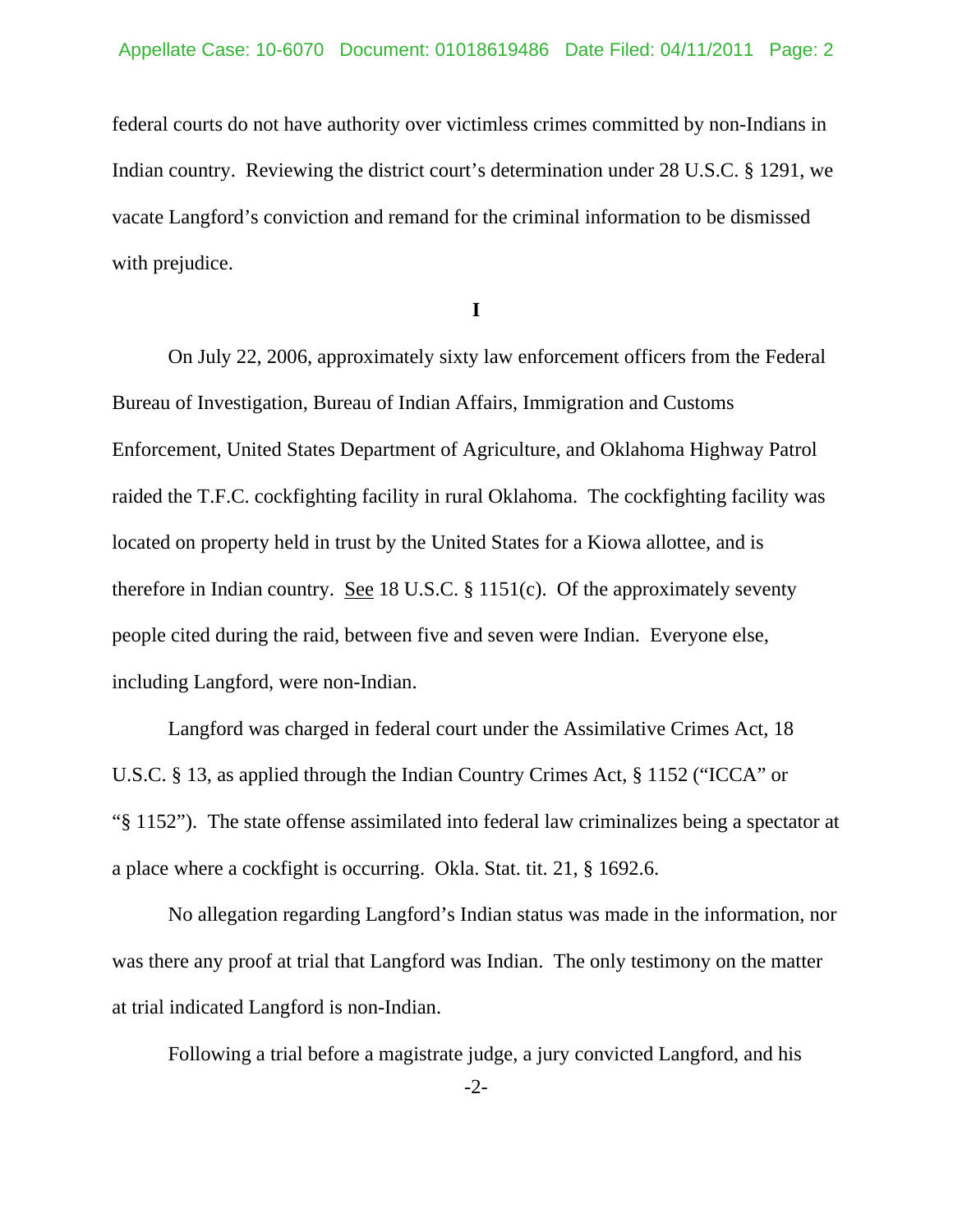federal courts do not have authority over victimless crimes committed by non-Indians in Indian country. Reviewing the district court's determination under 28 U.S.C. § 1291, we vacate Langford's conviction and remand for the criminal information to be dismissed with prejudice.

## I

On July 22, 2006, approximately sixty law enforcement officers from the Federal Bureau of Investigation, Bureau of Indian Affairs, Immigration and Customs Enforcement, United States Department of Agriculture, and Oklahoma Highway Patrol raided the T.F.C. cockfighting facility in rural Oklahoma. The cockfighting facility was located on property held in trust by the United States for a Kiowa allottee, and is therefore in Indian country. See 18 U.S.C. § 1151(c). Of the approximately seventy people cited during the raid, between five and seven were Indian. Everyone else, including Langford, were non-Indian.

Langford was charged in federal court under the Assimilative Crimes Act, 18 U.S.C. § 13, as applied through the Indian Country Crimes Act, § 1152 ("ICCA" or "§ 1152"). The state offense assimilated into federal law criminalizes being a spectator at a place where a cockfight is occurring. Okla. Stat. tit. 21, § 1692.6.

No allegation regarding Langford's Indian status was made in the information, nor was there any proof at trial that Langford was Indian. The only testimony on the matter at trial indicated Langford is non-Indian.

Following a trial before a magistrate judge, a jury convicted Langford, and his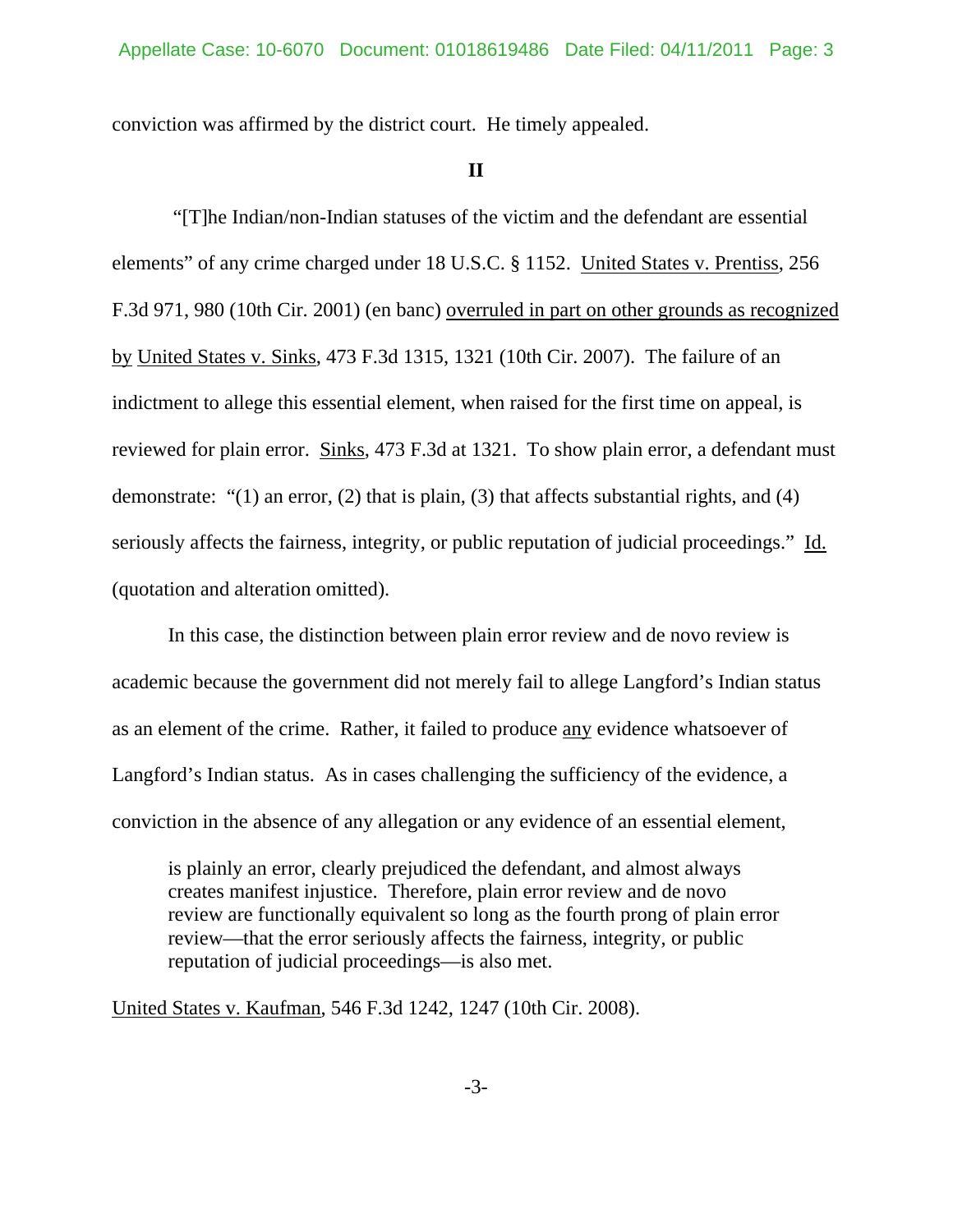conviction was affirmed by the district court. He timely appealed.

## II

"[T]he Indian/non-Indian statuses of the victim and the defendant are essential elements" of any crime charged under 18 U.S.C. § 1152. United States v. Prentiss, 256 F.3d 971, 980 (10th Cir. 2001) (en banc) overruled in part on other grounds as recognized by United States v. Sinks, 473 F.3d 1315, 1321 (10th Cir. 2007). The failure of an indictment to allege this essential element, when raised for the first time on appeal, is reviewed for plain error. Sinks, 473 F.3d at 1321. To show plain error, a defendant must demonstrate: "(1) an error, (2) that is plain, (3) that affects substantial rights, and (4) seriously affects the fairness, integrity, or public reputation of judicial proceedings." Id. (quotation and alteration omitted).

In this case, the distinction between plain error review and de novo review is academic because the government did not merely fail to allege Langford's Indian status as an element of the crime. Rather, it failed to produce any evidence whatsoever of Langford's Indian status. As in cases challenging the sufficiency of the evidence, a conviction in the absence of any allegation or any evidence of an essential element,

> is plainly an error, clearly prejudiced the defendant, and almost always creates manifest injustice. Therefore, plain error review and de novo review are functionally equivalent so long as the fourth prong of plain error review—that the error seriously affects the fairness, integrity, or public reputation of judicial proceedings—is also met.

United States v. Kaufman, 546 F.3d 1242, 1247 (10th Cir. 2008).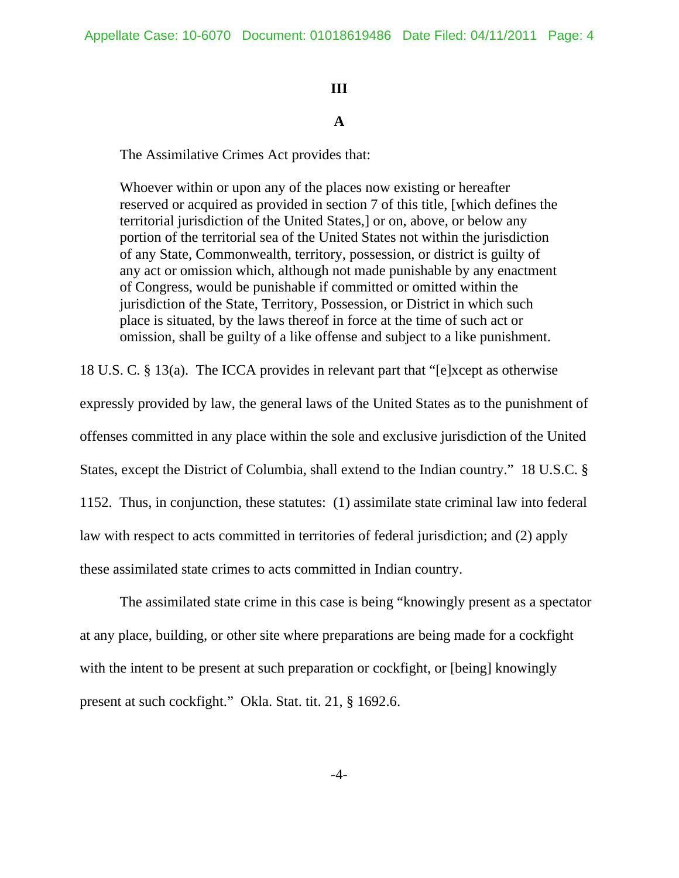### III

### A

The Assimilative Crimes Act provides that:

> Whoever within or upon any of the places now existing or hereafter reserved or acquired as provided in section 7 of this title, [which defines the territorial jurisdiction of the United States,] or on, above, or below any portion of the territorial sea of the United States not within the jurisdiction of any State, Commonwealth, territory, possession, or district is guilty of any act or omission which, although not made punishable by any enactment of Congress, would be punishable if committed or omitted within the jurisdiction of the State, Territory, Possession, or District in which such place is situated, by the laws thereof in force at the time of such act or omission, shall be guilty of a like offense and subject to a like punishment.

18 U.S. C. § 13(a). The ICCA provides in relevant part that "[e]xcept as otherwise expressly provided by law, the general laws of the United States as to the punishment of offenses committed in any place within the sole and exclusive jurisdiction of the United States, except the District of Columbia, shall extend to the Indian country." 18 U.S.C. § 1152. Thus, in conjunction, these statutes: (1) assimilate state criminal law into federal law with respect to acts committed in territories of federal jurisdiction; and (2) apply these assimilated state crimes to acts committed in Indian country.

The assimilated state crime in this case is being "knowingly present as a spectator at any place, building, or other site where preparations are being made for a cockfight with the intent to be present at such preparation or cockfight, or [being] knowingly present at such cockfight." Okla. Stat. tit. 21, § 1692.6.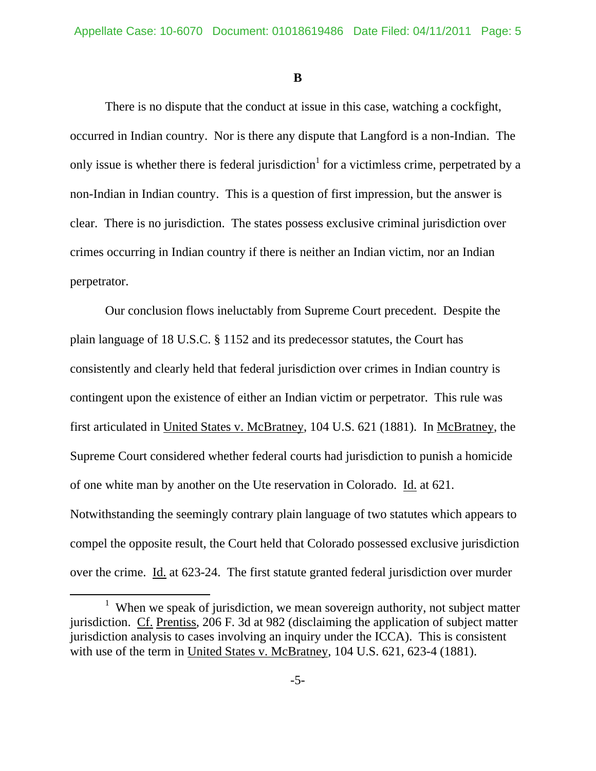**B**

There is no dispute that the conduct at issue in this case, watching a cockfight, occurred in Indian country. Nor is there any dispute that Langford is a non-Indian. The only issue is whether there is federal jurisdiction[1] for a victimless crime, perpetrated by a non-Indian in Indian country. This is a question of first impression, but the answer is clear. There is no jurisdiction. The states possess exclusive criminal jurisdiction over crimes occurring in Indian country if there is neither an Indian victim, nor an Indian perpetrator.

Our conclusion flows ineluctably from Supreme Court precedent. Despite the plain language of 18 U.S.C. § 1152 and its predecessor statutes, the Court has consistently and clearly held that federal jurisdiction over crimes in Indian country is contingent upon the existence of either an Indian victim or perpetrator. This rule was first articulated in United States v. McBratney, 104 U.S. 621 (1881). In McBratney, the Supreme Court considered whether federal courts had jurisdiction to punish a homicide of one white man by another on the Ute reservation in Colorado. Id. at 621. Notwithstanding the seemingly contrary plain language of two statutes which appears to compel the opposite result, the Court held that Colorado possessed exclusive jurisdiction over the crime. Id. at 623-24. The first statute granted federal jurisdiction over murder

[1] When we speak of jurisdiction, we mean sovereign authority, not subject matter jurisdiction. Cf. Prentiss, 206 F. 3d at 982 (disclaiming the application of subject matter jurisdiction analysis to cases involving an inquiry under the ICCA). This is consistent with use of the term in United States v. McBratney, 104 U.S. 621, 623-4 (1881).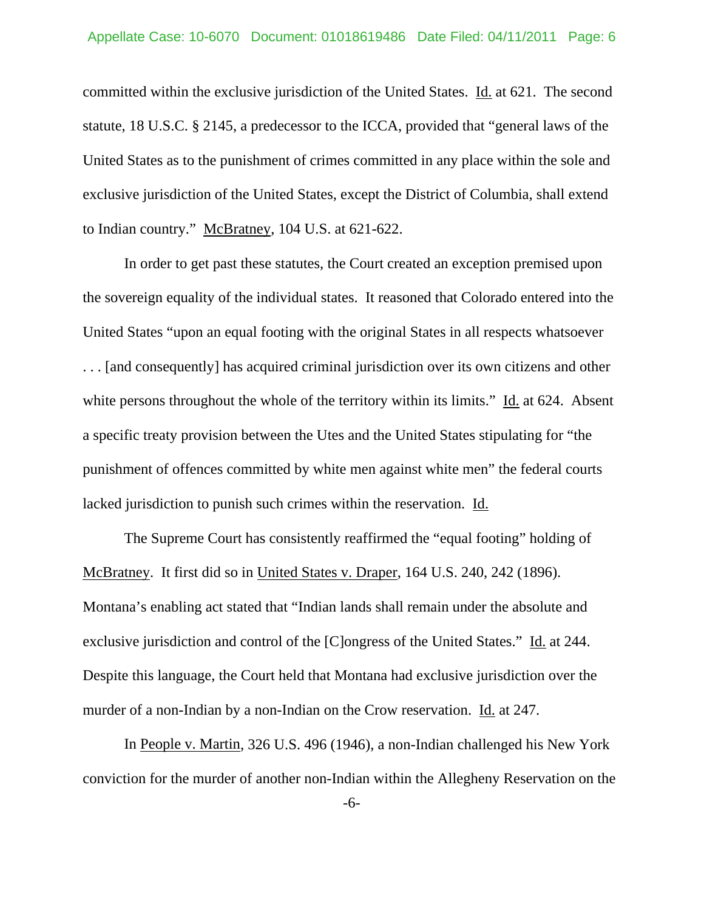committed within the exclusive jurisdiction of the United States. Id. at 621. The second statute, 18 U.S.C. § 2145, a predecessor to the ICCA, provided that "general laws of the United States as to the punishment of crimes committed in any place within the sole and exclusive jurisdiction of the United States, except the District of Columbia, shall extend to Indian country." McBratney, 104 U.S. at 621-622.

In order to get past these statutes, the Court created an exception premised upon the sovereign equality of the individual states. It reasoned that Colorado entered into the United States "upon an equal footing with the original States in all respects whatsoever . . . [and consequently] has acquired criminal jurisdiction over its own citizens and other white persons throughout the whole of the territory within its limits." Id. at 624. Absent a specific treaty provision between the Utes and the United States stipulating for "the punishment of offences committed by white men against white men" the federal courts lacked jurisdiction to punish such crimes within the reservation. Id.

The Supreme Court has consistently reaffirmed the "equal footing" holding of McBratney. It first did so in United States v. Draper, 164 U.S. 240, 242 (1896). Montana's enabling act stated that "Indian lands shall remain under the absolute and exclusive jurisdiction and control of the [C]ongress of the United States." Id. at 244. Despite this language, the Court held that Montana had exclusive jurisdiction over the murder of a non-Indian by a non-Indian on the Crow reservation. Id. at 247.

In People v. Martin, 326 U.S. 496 (1946), a non-Indian challenged his New York conviction for the murder of another non-Indian within the Allegheny Reservation on the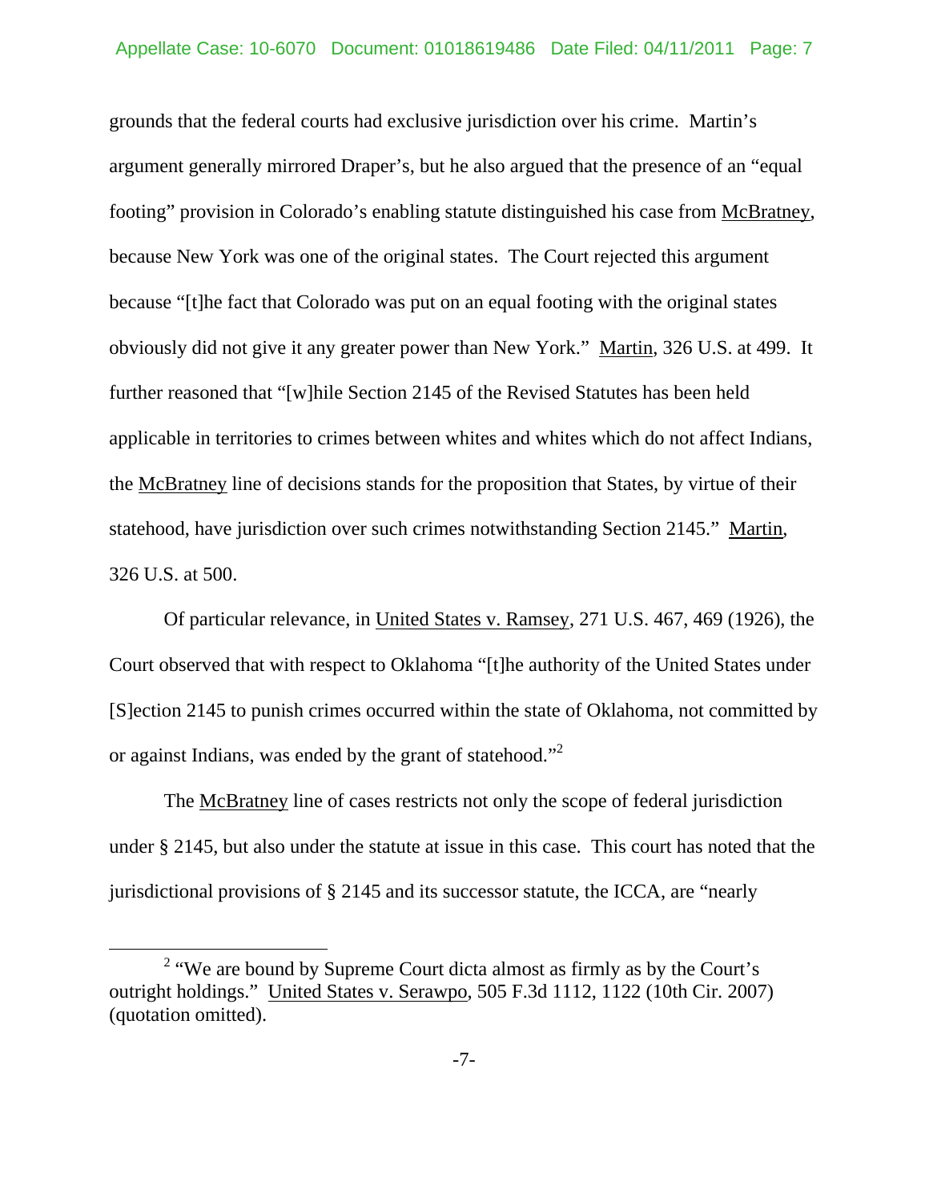grounds that the federal courts had exclusive jurisdiction over his crime. Martin's argument generally mirrored Draper's, but he also argued that the presence of an "equal footing" provision in Colorado's enabling statute distinguished his case from McBratney, because New York was one of the original states. The Court rejected this argument because "[t]he fact that Colorado was put on an equal footing with the original states obviously did not give it any greater power than New York." Martin, 326 U.S. at 499. It further reasoned that "[w]hile Section 2145 of the Revised Statutes has been held applicable in territories to crimes between whites and whites which do not affect Indians, the McBratney line of decisions stands for the proposition that States, by virtue of their statehood, have jurisdiction over such crimes notwithstanding Section 2145." Martin, 326 U.S. at 500.

Of particular relevance, in United States v. Ramsey, 271 U.S. 467, 469 (1926), the Court observed that with respect to Oklahoma "[t]he authority of the United States under [S]ection 2145 to punish crimes occurred within the state of Oklahoma, not committed by or against Indians, was ended by the grant of statehood."[2]

The McBratney line of cases restricts not only the scope of federal jurisdiction under § 2145, but also under the statute at issue in this case. This court has noted that the jurisdictional provisions of § 2145 and its successor statute, the ICCA, are "nearly

[2] "We are bound by Supreme Court dicta almost as firmly as by the Court's outright holdings." United States v. Serawpo, 505 F.3d 1112, 1122 (10th Cir. 2007) (quotation omitted).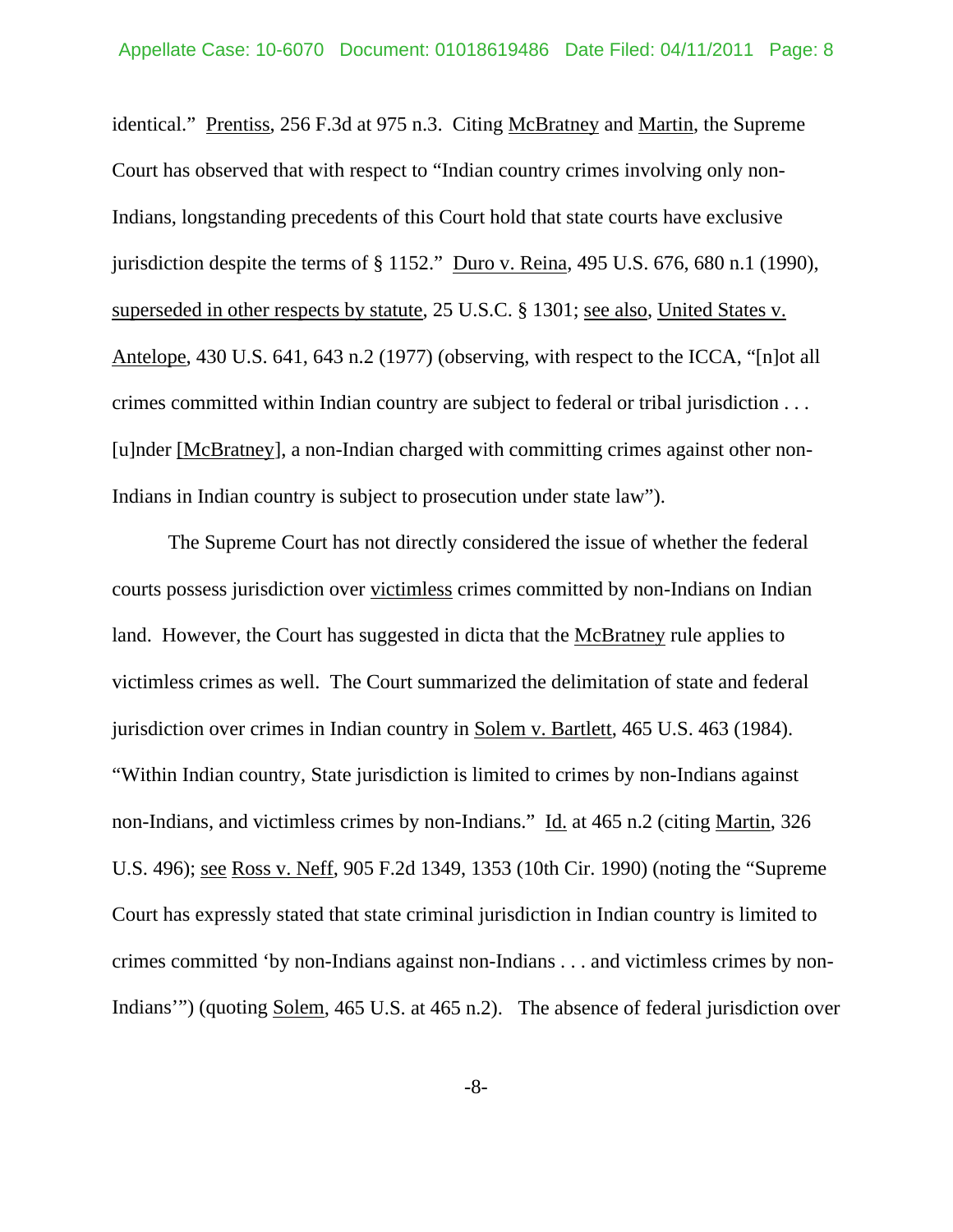identical." Prentiss, 256 F.3d at 975 n.3. Citing McBratney and Martin, the Supreme Court has observed that with respect to "Indian country crimes involving only non-Indians, longstanding precedents of this Court hold that state courts have exclusive jurisdiction despite the terms of § 1152." Duro v. Reina, 495 U.S. 676, 680 n.1 (1990), superseded in other respects by statute, 25 U.S.C. § 1301; see also, United States v. Antelope, 430 U.S. 641, 643 n.2 (1977) (observing, with respect to the ICCA, "[n]ot all crimes committed within Indian country are subject to federal or tribal jurisdiction . . . [u]nder [McBratney], a non-Indian charged with committing crimes against other non-Indians in Indian country is subject to prosecution under state law").

The Supreme Court has not directly considered the issue of whether the federal courts possess jurisdiction over victimless crimes committed by non-Indians on Indian land. However, the Court has suggested in dicta that the McBratney rule applies to victimless crimes as well. The Court summarized the delimitation of state and federal jurisdiction over crimes in Indian country in Solem v. Bartlett, 465 U.S. 463 (1984). "Within Indian country, State jurisdiction is limited to crimes by non-Indians against non-Indians, and victimless crimes by non-Indians." Id. at 465 n.2 (citing Martin, 326 U.S. 496); see Ross v. Neff, 905 F.2d 1349, 1353 (10th Cir. 1990) (noting the "Supreme Court has expressly stated that state criminal jurisdiction in Indian country is limited to crimes committed 'by non-Indians against non-Indians . . . and victimless crimes by non-Indians'") (quoting Solem, 465 U.S. at 465 n.2). The absence of federal jurisdiction over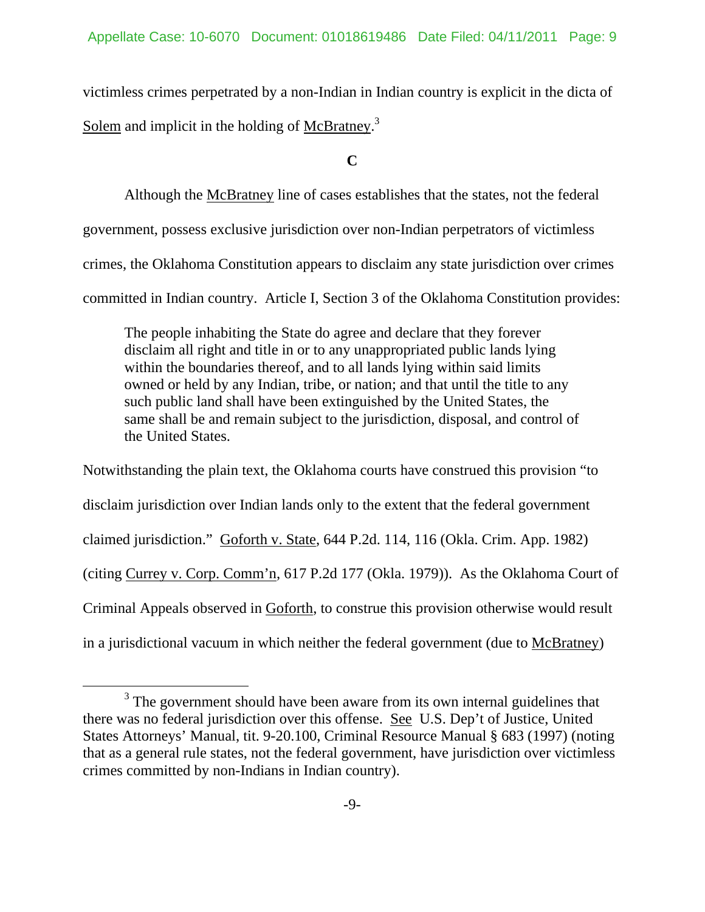victimless crimes perpetrated by a non-Indian in Indian country is explicit in the dicta of Solem and implicit in the holding of McBratney.[3]

**C**

Although the McBratney line of cases establishes that the states, not the federal government, possess exclusive jurisdiction over non-Indian perpetrators of victimless crimes, the Oklahoma Constitution appears to disclaim any state jurisdiction over crimes committed in Indian country. Article I, Section 3 of the Oklahoma Constitution provides:

> The people inhabiting the State do agree and declare that they forever disclaim all right and title in or to any unappropriated public lands lying within the boundaries thereof, and to all lands lying within said limits owned or held by any Indian, tribe, or nation; and that until the title to any such public land shall have been extinguished by the United States, the same shall be and remain subject to the jurisdiction, disposal, and control of the United States.

Notwithstanding the plain text, the Oklahoma courts have construed this provision "to disclaim jurisdiction over Indian lands only to the extent that the federal government claimed jurisdiction." Goforth v. State, 644 P.2d. 114, 116 (Okla. Crim. App. 1982) (citing Currey v. Corp. Comm'n, 617 P.2d 177 (Okla. 1979)). As the Oklahoma Court of Criminal Appeals observed in Goforth, to construe this provision otherwise would result in a jurisdictional vacuum in which neither the federal government (due to McBratney)

[3] The government should have been aware from its own internal guidelines that there was no federal jurisdiction over this offense. See U.S. Dep't of Justice, United States Attorneys' Manual, tit. 9-20.100, Criminal Resource Manual § 683 (1997) (noting that as a general rule states, not the federal government, have jurisdiction over victimless crimes committed by non-Indians in Indian country).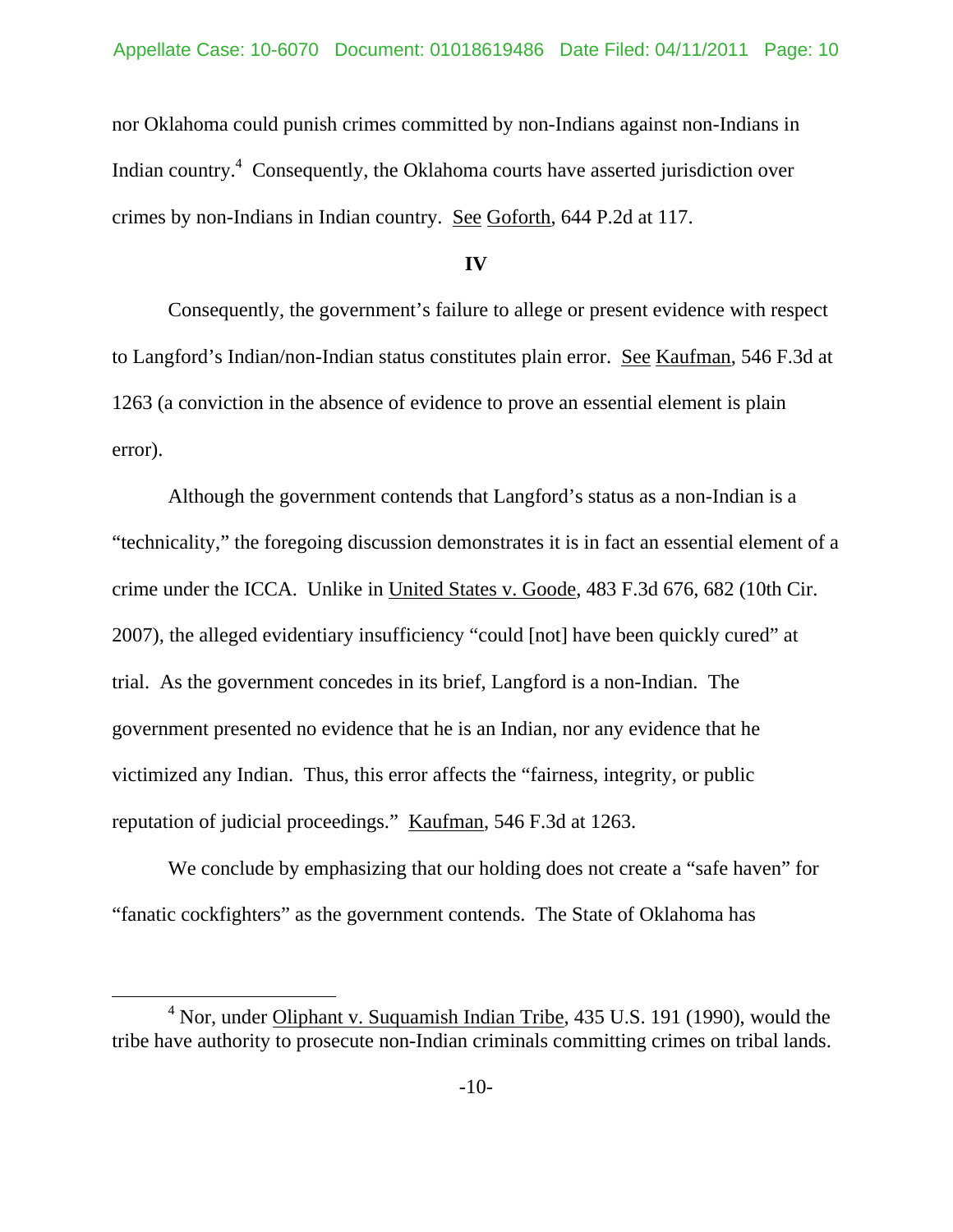nor Oklahoma could punish crimes committed by non-Indians against non-Indians in Indian country.[4] Consequently, the Oklahoma courts have asserted jurisdiction over crimes by non-Indians in Indian country. See Goforth, 644 P.2d at 117.

## IV

Consequently, the government's failure to allege or present evidence with respect to Langford's Indian/non-Indian status constitutes plain error. See Kaufman, 546 F.3d at 1263 (a conviction in the absence of evidence to prove an essential element is plain error).

Although the government contends that Langford's status as a non-Indian is a "technicality," the foregoing discussion demonstrates it is in fact an essential element of a crime under the ICCA. Unlike in United States v. Goode, 483 F.3d 676, 682 (10th Cir. 2007), the alleged evidentiary insufficiency "could [not] have been quickly cured" at trial. As the government concedes in its brief, Langford is a non-Indian. The government presented no evidence that he is an Indian, nor any evidence that he victimized any Indian. Thus, this error affects the "fairness, integrity, or public reputation of judicial proceedings." Kaufman, 546 F.3d at 1263.

We conclude by emphasizing that our holding does not create a "safe haven" for "fanatic cockfighters" as the government contends. The State of Oklahoma has

---

[4] Nor, under Oliphant v. Suquamish Indian Tribe, 435 U.S. 191 (1990), would the tribe have authority to prosecute non-Indian criminals committing crimes on tribal lands.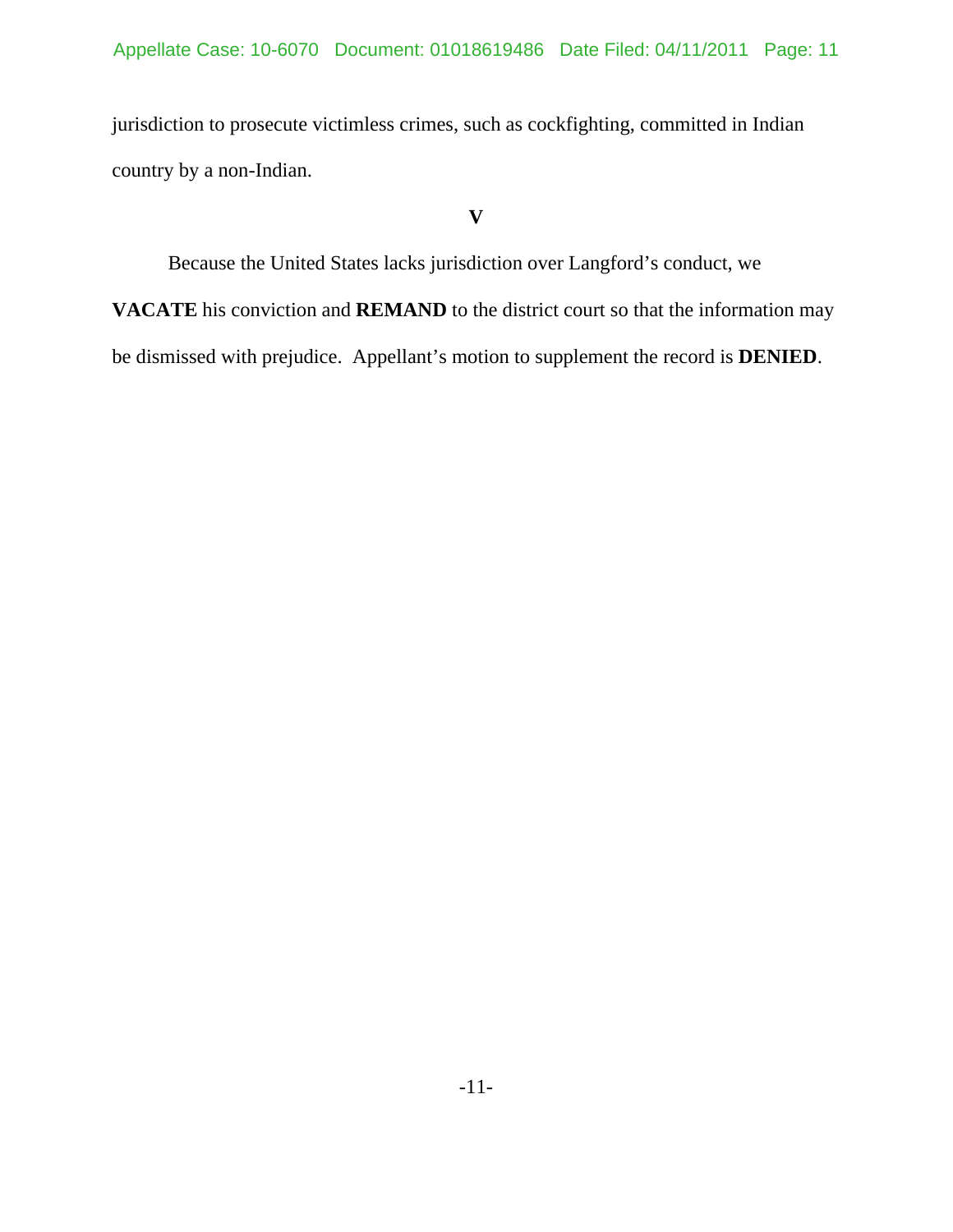jurisdiction to prosecute victimless crimes, such as cockfighting, committed in Indian country by a non-Indian.

## V

Because the United States lacks jurisdiction over Langford's conduct, we **VACATE** his conviction and **REMAND** to the district court so that the information may be dismissed with prejudice. Appellant's motion to supplement the record is **DENIED**.